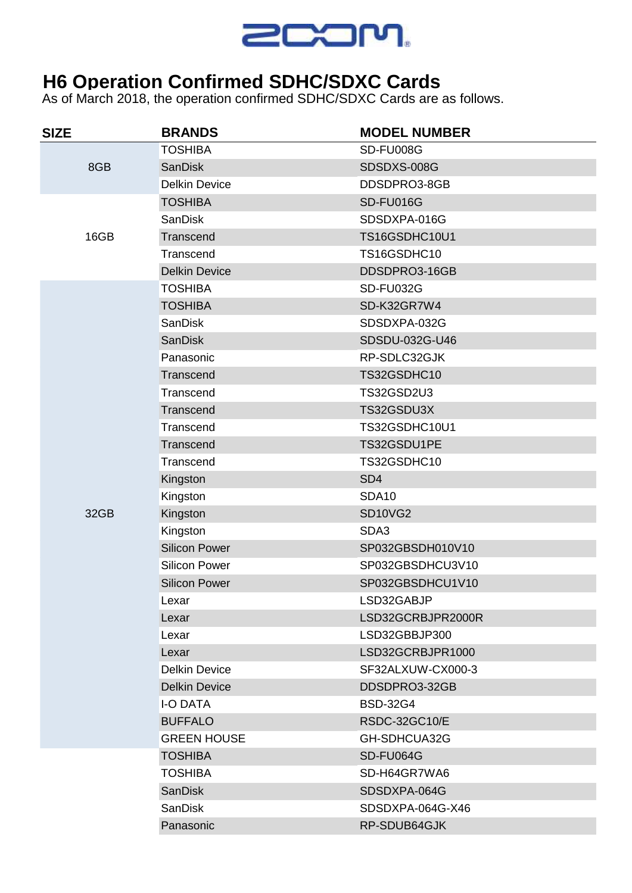# H6 Operation Confirmed SDHC/SDXC Cards

As of March 2018, the operation confirmed SDHC/SDXC Cards are as follows.

| SIZE | BRANDS | MODEL NUMBER |
|---|---|---|
| 8GB | TOSHIBA | SD-FU008G |
| | SanDisk | SDSDXS-008G |
| | Delkin Device | DDSDPRO3-8GB |
| 16GB | TOSHIBA | SD-FU016G |
| | SanDisk | SDSDXPA-016G |
| | Transcend | TS16GSDHC10U1 |
| | Transcend | TS16GSDHC10 |
| | Delkin Device | DDSDPRO3-16GB |
| 32GB | TOSHIBA | SD-FU032G |
| | TOSHIBA | SD-K32GR7W4 |
| | SanDisk | SDSDXPA-032G |
| | SanDisk | SDSDU-032G-U46 |
| | Panasonic | RP-SDLC32GJK |
| | Transcend | TS32GSDHC10 |
| | Transcend | TS32GSD2U3 |
| | Transcend | TS32GSDU3X |
| | Transcend | TS32GSDHC10U1 |
| | Transcend | TS32GSDU1PE |
| | Transcend | TS32GSDHC10 |
| | Kingston | SD4 |
| | Kingston | SDA10 |
| | Kingston | SD10VG2 |
| | Kingston | SDA3 |
| | Silicon Power | SP032GBSDH010V10 |
| | Silicon Power | SP032GBSDHCU3V10 |
| | Silicon Power | SP032GBSDHCU1V10 |
| | Lexar | LSD32GABJP |
| | Lexar | LSD32GCRBJPR2000R |
| | Lexar | LSD32GBBJP300 |
| | Lexar | LSD32GCRBJPR1000 |
| | Delkin Device | SF32ALXUW-CX000-3 |
| | Delkin Device | DDSDPRO3-32GB |
| | I-O DATA | BSD-32G4 |
| | BUFFALO | RSDC-32GC10/E |
| | GREEN HOUSE | GH-SDHCUA32G |
| | TOSHIBA | SD-FU064G |
| | TOSHIBA | SD-H64GR7WA6 |
| | SanDisk | SDSDXPA-064G |
| | SanDisk | SDSDXPA-064G-X46 |
| | Panasonic | RP-SDUB64GJK |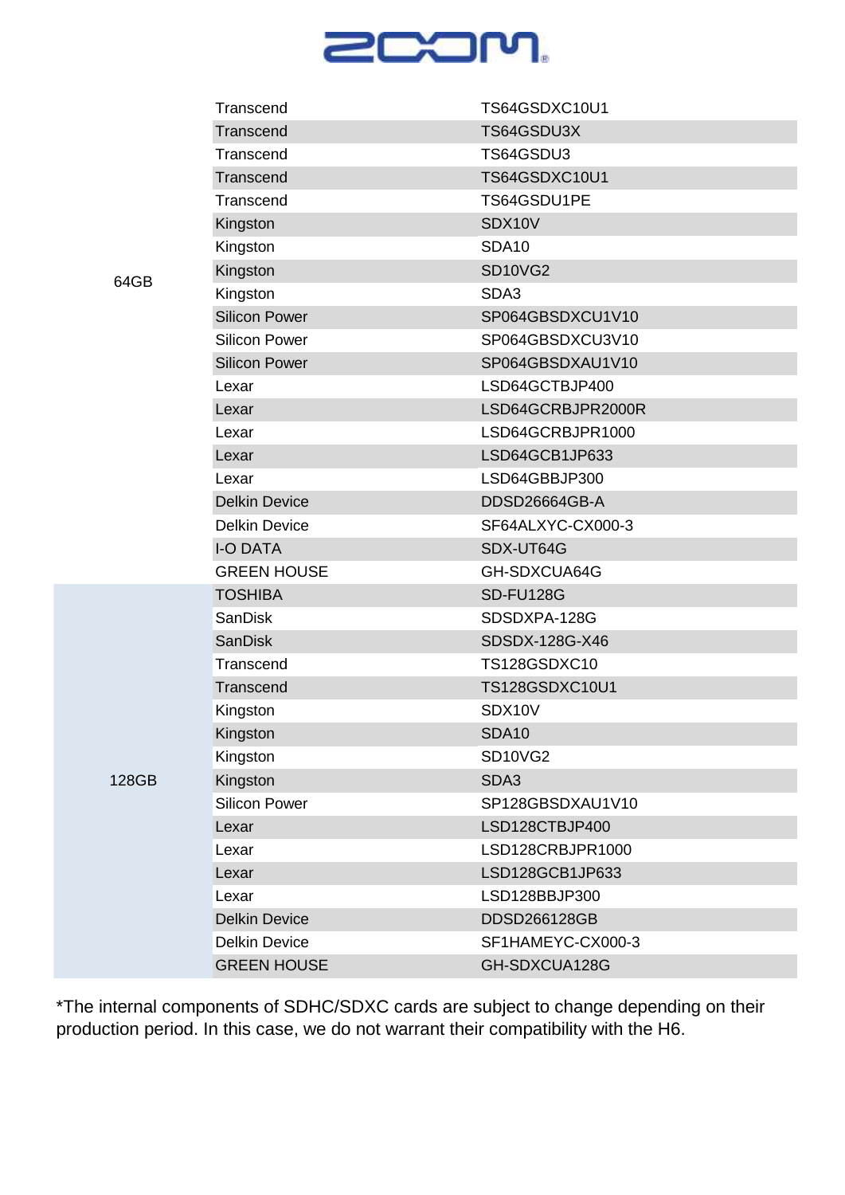| | | |
|---|---|---|
| 64GB | Transcend | TS64GSDXC10U1 |
| | Transcend | TS64GSDU3X |
| | Transcend | TS64GSDU3 |
| | Transcend | TS64GSDXC10U1 |
| | Transcend | TS64GSDU1PE |
| | Kingston | SDX10V |
| | Kingston | SDA10 |
| | Kingston | SD10VG2 |
| | Kingston | SDA3 |
| | Silicon Power | SP064GBSDXCU1V10 |
| | Silicon Power | SP064GBSDXCU3V10 |
| | Silicon Power | SP064GBSDXAU1V10 |
| | Lexar | LSD64GCTBJP400 |
| | Lexar | LSD64GCRBJPR2000R |
| | Lexar | LSD64GCRBJPR1000 |
| | Lexar | LSD64GCB1JP633 |
| | Lexar | LSD64GBBJP300 |
| | Delkin Device | DDSD26664GB-A |
| | Delkin Device | SF64ALXYC-CX000-3 |
| | I-O DATA | SDX-UT64G |
| | GREEN HOUSE | GH-SDXCUA64G |
| 128GB | TOSHIBA | SD-FU128G |
| | SanDisk | SDSDXPA-128G |
| | SanDisk | SDSDX-128G-X46 |
| | Transcend | TS128GSDXC10 |
| | Transcend | TS128GSDXC10U1 |
| | Kingston | SDX10V |
| | Kingston | SDA10 |
| | Kingston | SD10VG2 |
| | Kingston | SDA3 |
| | Silicon Power | SP128GBSDXAU1V10 |
| | Lexar | LSD128CTBJP400 |
| | Lexar | LSD128CRBJPR1000 |
| | Lexar | LSD128GCB1JP633 |
| | Lexar | LSD128BBJP300 |
| | Delkin Device | DDSD266128GB |
| | Delkin Device | SF1HAMEYC-CX000-3 |
| | GREEN HOUSE | GH-SDXCUA128G |

*The internal components of SDHC/SDXC cards are subject to change depending on their production period. In this case, we do not warrant their compatibility with the H6.